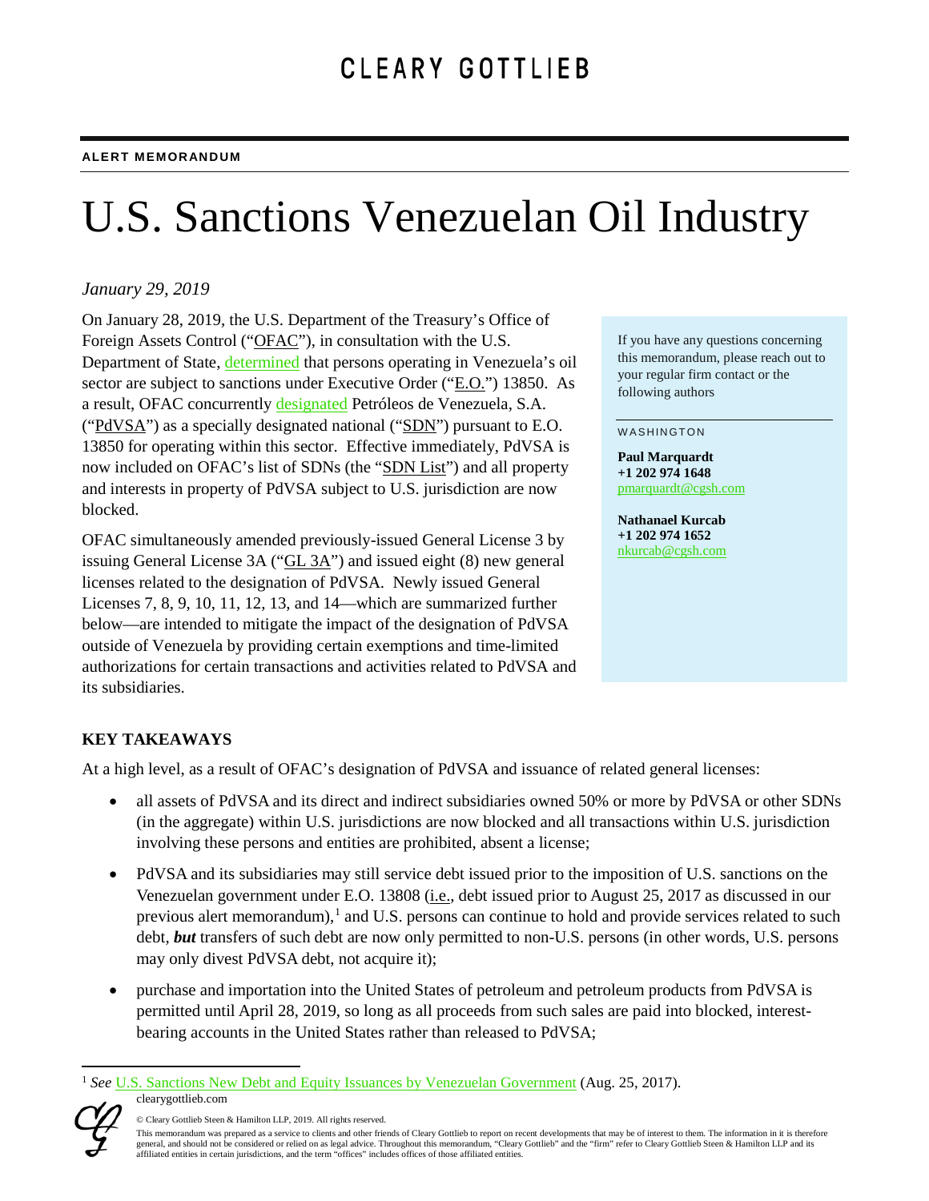CLEARY GOTTLIEB

**ALERT MEMORANDUM**

# U.S. Sanctions Venezuelan Oil Industry

*January 29, 2019*

On January 28, 2019, the U.S. Department of the Treasury's Office of Foreign Assets Control ("OFAC"), in consultation with the U.S. Department of State, determined that persons operating in Venezuela's oil sector are subject to sanctions under Executive Order ("E.O.") 13850. As a result, OFAC concurrently designated Petróleos de Venezuela, S.A. ("PdVSA") as a specially designated national ("SDN") pursuant to E.O. 13850 for operating within this sector. Effective immediately, PdVSA is now included on OFAC's list of SDNs (the "SDN List") and all property and interests in property of PdVSA subject to U.S. jurisdiction are now blocked.

OFAC simultaneously amended previously-issued General License 3 by issuing General License 3A ("GL 3A") and issued eight (8) new general licenses related to the designation of PdVSA. Newly issued General Licenses 7, 8, 9, 10, 11, 12, 13, and 14—which are summarized further below—are intended to mitigate the impact of the designation of PdVSA outside of Venezuela by providing certain exemptions and time-limited authorizations for certain transactions and activities related to PdVSA and its subsidiaries.

If you have any questions concerning this memorandum, please reach out to your regular firm contact or the following authors

WASHINGTON

**Paul Marquardt**
**+1 202 974 1648**
pmarquardt@cgsh.com

**Nathanael Kurcab**
**+1 202 974 1652**
nkurcab@cgsh.com

## KEY TAKEAWAYS

At a high level, as a result of OFAC's designation of PdVSA and issuance of related general licenses:

- all assets of PdVSA and its direct and indirect subsidiaries owned 50% or more by PdVSA or other SDNs (in the aggregate) within U.S. jurisdictions are now blocked and all transactions within U.S. jurisdiction involving these persons and entities are prohibited, absent a license;
- PdVSA and its subsidiaries may still service debt issued prior to the imposition of U.S. sanctions on the Venezuelan government under E.O. 13808 (i.e., debt issued prior to August 25, 2017 as discussed in our previous alert memorandum),[1] and U.S. persons can continue to hold and provide services related to such debt, ***but*** transfers of such debt are now only permitted to non-U.S. persons (in other words, U.S. persons may only divest PdVSA debt, not acquire it);
- purchase and importation into the United States of petroleum and petroleum products from PdVSA is permitted until April 28, 2019, so long as all proceeds from such sales are paid into blocked, interest-bearing accounts in the United States rather than released to PdVSA;

[1] *See* U.S. Sanctions New Debt and Equity Issuances by Venezuelan Government (Aug. 25, 2017).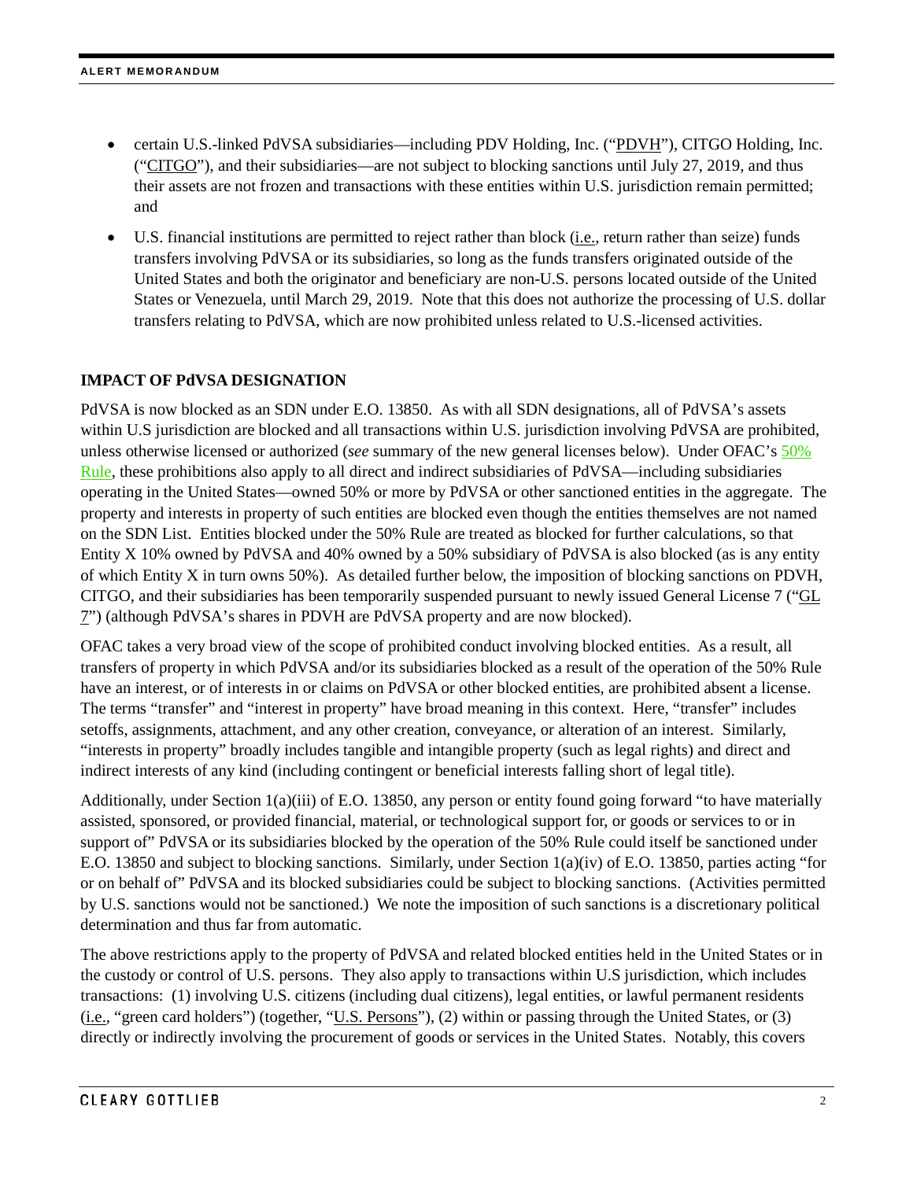- certain U.S.-linked PdVSA subsidiaries—including PDV Holding, Inc. ("PDVH"), CITGO Holding, Inc. ("CITGO"), and their subsidiaries—are not subject to blocking sanctions until July 27, 2019, and thus their assets are not frozen and transactions with these entities within U.S. jurisdiction remain permitted; and

- U.S. financial institutions are permitted to reject rather than block (i.e., return rather than seize) funds transfers involving PdVSA or its subsidiaries, so long as the funds transfers originated outside of the United States and both the originator and beneficiary are non-U.S. persons located outside of the United States or Venezuela, until March 29, 2019. Note that this does not authorize the processing of U.S. dollar transfers relating to PdVSA, which are now prohibited unless related to U.S.-licensed activities.

**IMPACT OF PdVSA DESIGNATION**

PdVSA is now blocked as an SDN under E.O. 13850. As with all SDN designations, all of PdVSA's assets within U.S jurisdiction are blocked and all transactions within U.S. jurisdiction involving PdVSA are prohibited, unless otherwise licensed or authorized (*see* summary of the new general licenses below). Under OFAC's 50% Rule, these prohibitions also apply to all direct and indirect subsidiaries of PdVSA—including subsidiaries operating in the United States—owned 50% or more by PdVSA or other sanctioned entities in the aggregate. The property and interests in property of such entities are blocked even though the entities themselves are not named on the SDN List. Entities blocked under the 50% Rule are treated as blocked for further calculations, so that Entity X 10% owned by PdVSA and 40% owned by a 50% subsidiary of PdVSA is also blocked (as is any entity of which Entity X in turn owns 50%). As detailed further below, the imposition of blocking sanctions on PDVH, CITGO, and their subsidiaries has been temporarily suspended pursuant to newly issued General License 7 ("GL 7") (although PdVSA's shares in PDVH are PdVSA property and are now blocked).

OFAC takes a very broad view of the scope of prohibited conduct involving blocked entities. As a result, all transfers of property in which PdVSA and/or its subsidiaries blocked as a result of the operation of the 50% Rule have an interest, or of interests in or claims on PdVSA or other blocked entities, are prohibited absent a license. The terms "transfer" and "interest in property" have broad meaning in this context. Here, "transfer" includes setoffs, assignments, attachment, and any other creation, conveyance, or alteration of an interest. Similarly, "interests in property" broadly includes tangible and intangible property (such as legal rights) and direct and indirect interests of any kind (including contingent or beneficial interests falling short of legal title).

Additionally, under Section 1(a)(iii) of E.O. 13850, any person or entity found going forward "to have materially assisted, sponsored, or provided financial, material, or technological support for, or goods or services to or in support of" PdVSA or its subsidiaries blocked by the operation of the 50% Rule could itself be sanctioned under E.O. 13850 and subject to blocking sanctions. Similarly, under Section 1(a)(iv) of E.O. 13850, parties acting "for or on behalf of" PdVSA and its blocked subsidiaries could be subject to blocking sanctions. (Activities permitted by U.S. sanctions would not be sanctioned.) We note the imposition of such sanctions is a discretionary political determination and thus far from automatic.

The above restrictions apply to the property of PdVSA and related blocked entities held in the United States or in the custody or control of U.S. persons. They also apply to transactions within U.S jurisdiction, which includes transactions: (1) involving U.S. citizens (including dual citizens), legal entities, or lawful permanent residents (i.e., "green card holders") (together, "U.S. Persons"), (2) within or passing through the United States, or (3) directly or indirectly involving the procurement of goods or services in the United States. Notably, this covers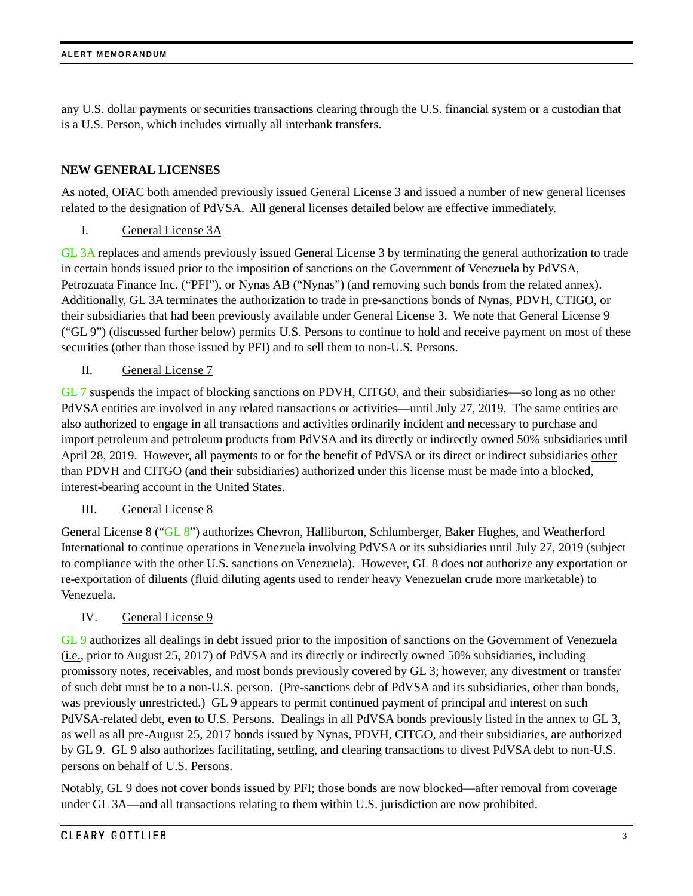any U.S. dollar payments or securities transactions clearing through the U.S. financial system or a custodian that is a U.S. Person, which includes virtually all interbank transfers.

## NEW GENERAL LICENSES

As noted, OFAC both amended previously issued General License 3 and issued a number of new general licenses related to the designation of PdVSA. All general licenses detailed below are effective immediately.

### I. General License 3A

GL 3A replaces and amends previously issued General License 3 by terminating the general authorization to trade in certain bonds issued prior to the imposition of sanctions on the Government of Venezuela by PdVSA, Petrozuata Finance Inc. ("PFI"), or Nynas AB ("Nynas") (and removing such bonds from the related annex). Additionally, GL 3A terminates the authorization to trade in pre-sanctions bonds of Nynas, PDVH, CTIGO, or their subsidiaries that had been previously available under General License 3. We note that General License 9 ("GL 9") (discussed further below) permits U.S. Persons to continue to hold and receive payment on most of these securities (other than those issued by PFI) and to sell them to non-U.S. Persons.

### II. General License 7

GL 7 suspends the impact of blocking sanctions on PDVH, CITGO, and their subsidiaries—so long as no other PdVSA entities are involved in any related transactions or activities—until July 27, 2019. The same entities are also authorized to engage in all transactions and activities ordinarily incident and necessary to purchase and import petroleum and petroleum products from PdVSA and its directly or indirectly owned 50% subsidiaries until April 28, 2019. However, all payments to or for the benefit of PdVSA or its direct or indirect subsidiaries other than PDVH and CITGO (and their subsidiaries) authorized under this license must be made into a blocked, interest-bearing account in the United States.

### III. General License 8

General License 8 ("GL 8") authorizes Chevron, Halliburton, Schlumberger, Baker Hughes, and Weatherford International to continue operations in Venezuela involving PdVSA or its subsidiaries until July 27, 2019 (subject to compliance with the other U.S. sanctions on Venezuela). However, GL 8 does not authorize any exportation or re-exportation of diluents (fluid diluting agents used to render heavy Venezuelan crude more marketable) to Venezuela.

### IV. General License 9

GL 9 authorizes all dealings in debt issued prior to the imposition of sanctions on the Government of Venezuela (i.e., prior to August 25, 2017) of PdVSA and its directly or indirectly owned 50% subsidiaries, including promissory notes, receivables, and most bonds previously covered by GL 3; however, any divestment or transfer of such debt must be to a non-U.S. person. (Pre-sanctions debt of PdVSA and its subsidiaries, other than bonds, was previously unrestricted.) GL 9 appears to permit continued payment of principal and interest on such PdVSA-related debt, even to U.S. Persons. Dealings in all PdVSA bonds previously listed in the annex to GL 3, as well as all pre-August 25, 2017 bonds issued by Nynas, PDVH, CITGO, and their subsidiaries, are authorized by GL 9. GL 9 also authorizes facilitating, settling, and clearing transactions to divest PdVSA debt to non-U.S. persons on behalf of U.S. Persons.

Notably, GL 9 does not cover bonds issued by PFI; those bonds are now blocked—after removal from coverage under GL 3A—and all transactions relating to them within U.S. jurisdiction are now prohibited.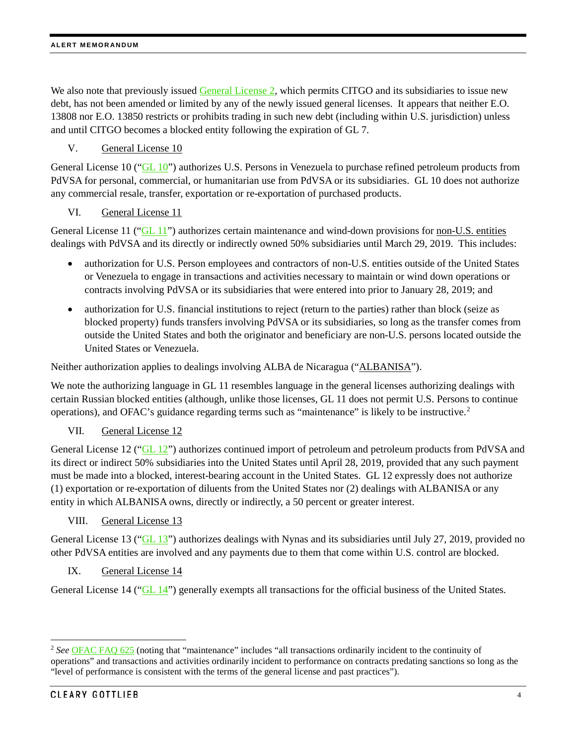We also note that previously issued General License 2, which permits CITGO and its subsidiaries to issue new debt, has not been amended or limited by any of the newly issued general licenses. It appears that neither E.O. 13808 nor E.O. 13850 restricts or prohibits trading in such new debt (including within U.S. jurisdiction) unless and until CITGO becomes a blocked entity following the expiration of GL 7.

## V. General License 10

General License 10 ("GL 10") authorizes U.S. Persons in Venezuela to purchase refined petroleum products from PdVSA for personal, commercial, or humanitarian use from PdVSA or its subsidiaries. GL 10 does not authorize any commercial resale, transfer, exportation or re-exportation of purchased products.

## VI. General License 11

General License 11 ("GL 11") authorizes certain maintenance and wind-down provisions for non-U.S. entities dealings with PdVSA and its directly or indirectly owned 50% subsidiaries until March 29, 2019. This includes:

- authorization for U.S. Person employees and contractors of non-U.S. entities outside of the United States or Venezuela to engage in transactions and activities necessary to maintain or wind down operations or contracts involving PdVSA or its subsidiaries that were entered into prior to January 28, 2019; and
- authorization for U.S. financial institutions to reject (return to the parties) rather than block (seize as blocked property) funds transfers involving PdVSA or its subsidiaries, so long as the transfer comes from outside the United States and both the originator and beneficiary are non-U.S. persons located outside the United States or Venezuela.

Neither authorization applies to dealings involving ALBA de Nicaragua ("ALBANISA").

We note the authorizing language in GL 11 resembles language in the general licenses authorizing dealings with certain Russian blocked entities (although, unlike those licenses, GL 11 does not permit U.S. Persons to continue operations), and OFAC's guidance regarding terms such as "maintenance" is likely to be instructive.[2]

## VII. General License 12

General License 12 ("GL 12") authorizes continued import of petroleum and petroleum products from PdVSA and its direct or indirect 50% subsidiaries into the United States until April 28, 2019, provided that any such payment must be made into a blocked, interest-bearing account in the United States. GL 12 expressly does not authorize (1) exportation or re-exportation of diluents from the United States nor (2) dealings with ALBANISA or any entity in which ALBANISA owns, directly or indirectly, a 50 percent or greater interest.

## VIII. General License 13

General License 13 ("GL 13") authorizes dealings with Nynas and its subsidiaries until July 27, 2019, provided no other PdVSA entities are involved and any payments due to them that come within U.S. control are blocked.

## IX. General License 14

General License 14 ("GL 14") generally exempts all transactions for the official business of the United States.

---

[2] *See* OFAC FAQ 625 (noting that "maintenance" includes "all transactions ordinarily incident to the continuity of operations" and transactions and activities ordinarily incident to performance on contracts predating sanctions so long as the "level of performance is consistent with the terms of the general license and past practices").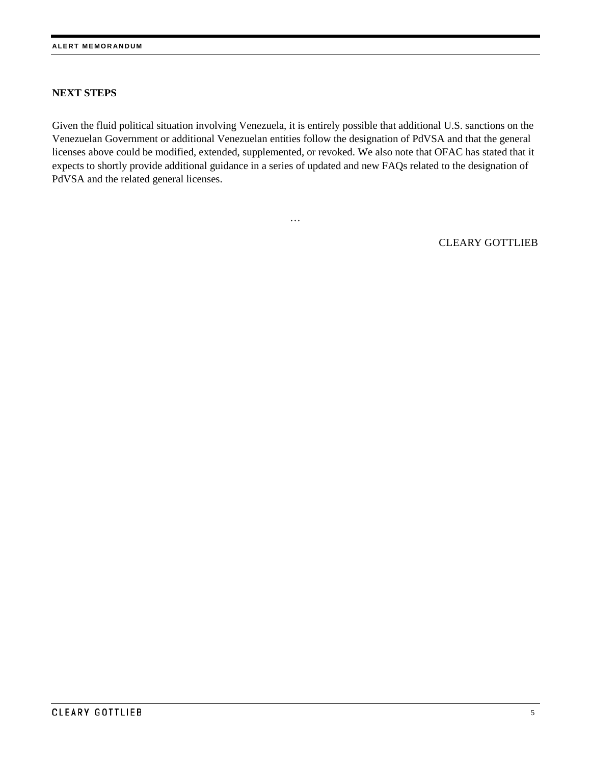## NEXT STEPS

Given the fluid political situation involving Venezuela, it is entirely possible that additional U.S. sanctions on the Venezuelan Government or additional Venezuelan entities follow the designation of PdVSA and that the general licenses above could be modified, extended, supplemented, or revoked. We also note that OFAC has stated that it expects to shortly provide additional guidance in a series of updated and new FAQs related to the designation of PdVSA and the related general licenses.

…

CLEARY GOTTLIEB